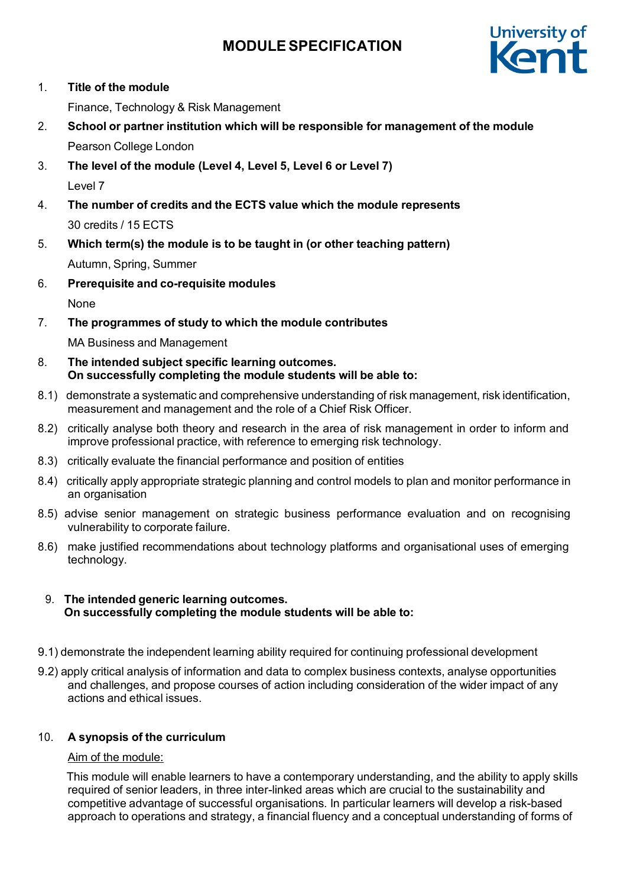# MODULE SPECIFICATION

1. **Title of the module**

   Finance, Technology & Risk Management

2. **School or partner institution which will be responsible for management of the module**

   Pearson College London

3. **The level of the module (Level 4, Level 5, Level 6 or Level 7)**

   Level 7

4. **The number of credits and the ECTS value which the module represents**

   30 credits / 15 ECTS

5. **Which term(s) the module is to be taught in (or other teaching pattern)**

   Autumn, Spring, Summer

6. **Prerequisite and co-requisite modules**

   None

7. **The programmes of study to which the module contributes**

   MA Business and Management

8. **The intended subject specific learning outcomes.**
   **On successfully completing the module students will be able to:**

8.1) demonstrate a systematic and comprehensive understanding of risk management, risk identification, measurement and management and the role of a Chief Risk Officer.

8.2) critically analyse both theory and research in the area of risk management in order to inform and improve professional practice, with reference to emerging risk technology.

8.3) critically evaluate the financial performance and position of entities

8.4) critically apply appropriate strategic planning and control models to plan and monitor performance in an organisation

8.5) advise senior management on strategic business performance evaluation and on recognising vulnerability to corporate failure.

8.6) make justified recommendations about technology platforms and organisational uses of emerging technology.

9. **The intended generic learning outcomes.**
   **On successfully completing the module students will be able to:**

9.1) demonstrate the independent learning ability required for continuing professional development

9.2) apply critical analysis of information and data to complex business contexts, analyse opportunities and challenges, and propose courses of action including consideration of the wider impact of any actions and ethical issues.

10. **A synopsis of the curriculum**

    Aim of the module:

    This module will enable learners to have a contemporary understanding, and the ability to apply skills required of senior leaders, in three inter-linked areas which are crucial to the sustainability and competitive advantage of successful organisations. In particular learners will develop a risk-based approach to operations and strategy, a financial fluency and a conceptual understanding of forms of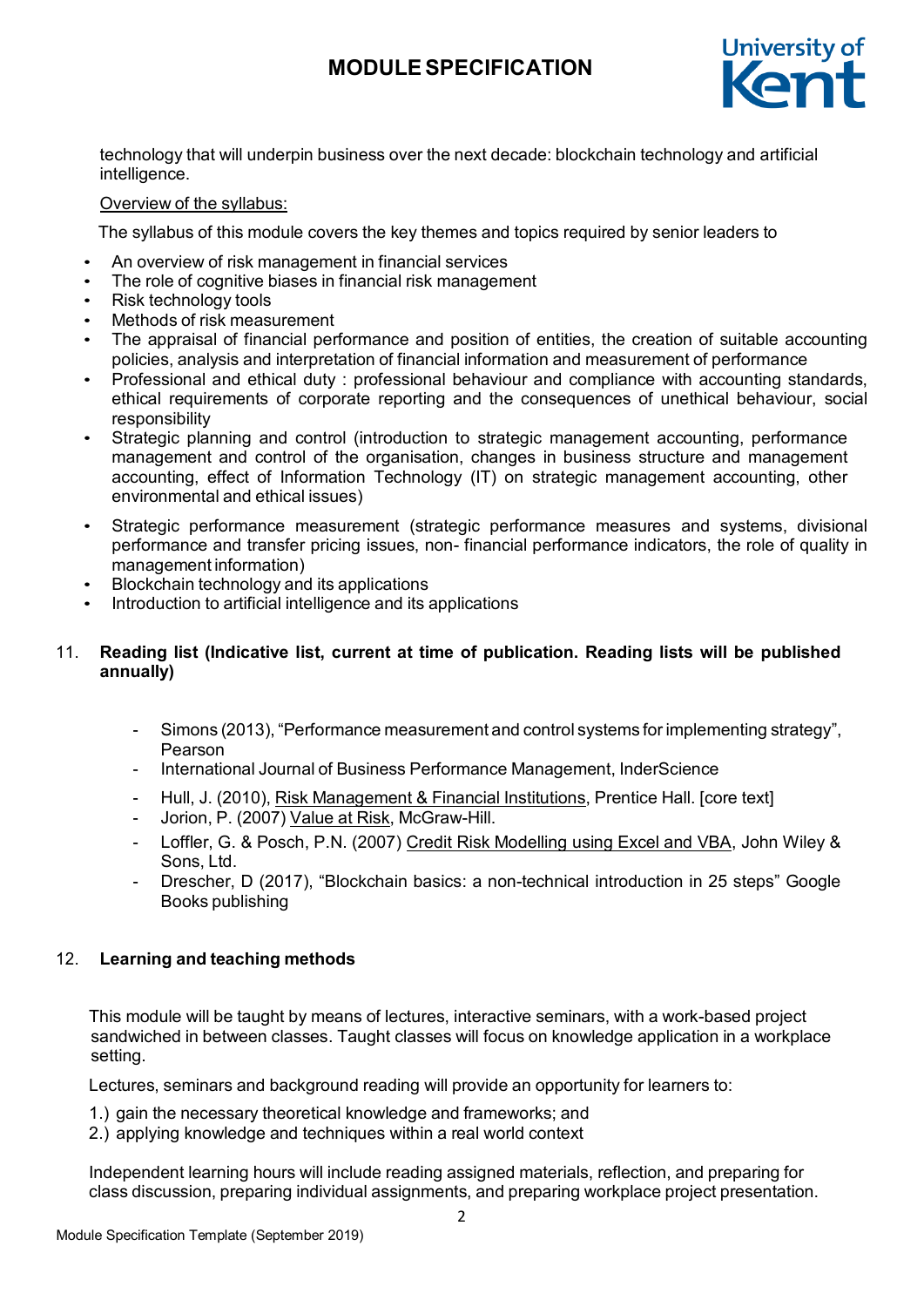technology that will underpin business over the next decade: blockchain technology and artificial intelligence.

Overview of the syllabus:

The syllabus of this module covers the key themes and topics required by senior leaders to

- An overview of risk management in financial services
- The role of cognitive biases in financial risk management
- Risk technology tools
- Methods of risk measurement
- The appraisal of financial performance and position of entities, the creation of suitable accounting policies, analysis and interpretation of financial information and measurement of performance
- Professional and ethical duty : professional behaviour and compliance with accounting standards, ethical requirements of corporate reporting and the consequences of unethical behaviour, social responsibility
- Strategic planning and control (introduction to strategic management accounting, performance management and control of the organisation, changes in business structure and management accounting, effect of Information Technology (IT) on strategic management accounting, other environmental and ethical issues)
- Strategic performance measurement (strategic performance measures and systems, divisional performance and transfer pricing issues, non- financial performance indicators, the role of quality in management information)
- Blockchain technology and its applications
- Introduction to artificial intelligence and its applications

## 11. Reading list (Indicative list, current at time of publication. Reading lists will be published annually)

- Simons (2013), "Performance measurement and control systems for implementing strategy", Pearson
- International Journal of Business Performance Management, InderScience
- Hull, J. (2010), Risk Management & Financial Institutions, Prentice Hall. [core text]
- Jorion, P. (2007) Value at Risk, McGraw-Hill.
- Loffler, G. & Posch, P.N. (2007) Credit Risk Modelling using Excel and VBA, John Wiley & Sons, Ltd.
- Drescher, D (2017), "Blockchain basics: a non-technical introduction in 25 steps" Google Books publishing

## 12. Learning and teaching methods

This module will be taught by means of lectures, interactive seminars, with a work-based project sandwiched in between classes. Taught classes will focus on knowledge application in a workplace setting.

Lectures, seminars and background reading will provide an opportunity for learners to:

1.) gain the necessary theoretical knowledge and frameworks; and
2.) applying knowledge and techniques within a real world context

Independent learning hours will include reading assigned materials, reflection, and preparing for class discussion, preparing individual assignments, and preparing workplace project presentation.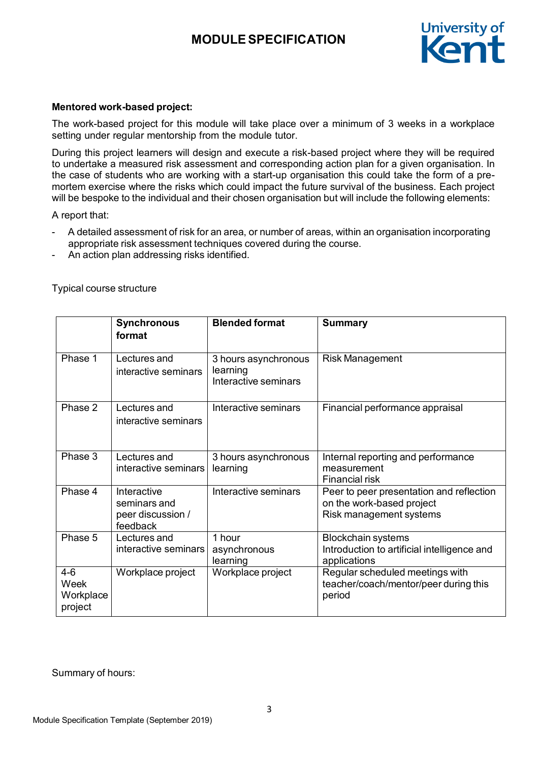**Mentored work-based project:**

The work-based project for this module will take place over a minimum of 3 weeks in a workplace setting under regular mentorship from the module tutor.

During this project learners will design and execute a risk-based project where they will be required to undertake a measured risk assessment and corresponding action plan for a given organisation. In the case of students who are working with a start-up organisation this could take the form of a pre-mortem exercise where the risks which could impact the future survival of the business. Each project will be bespoke to the individual and their chosen organisation but will include the following elements:

A report that:

- A detailed assessment of risk for an area, or number of areas, within an organisation incorporating appropriate risk assessment techniques covered during the course.
- An action plan addressing risks identified.

Typical course structure

| | **Synchronous format** | **Blended format** | **Summary** |
|---|---|---|---|
| Phase 1 | Lectures and interactive seminars | 3 hours asynchronous learning<br>Interactive seminars | Risk Management |
| Phase 2 | Lectures and interactive seminars | Interactive seminars | Financial performance appraisal |
| Phase 3 | Lectures and interactive seminars | 3 hours asynchronous learning | Internal reporting and performance measurement<br>Financial risk |
| Phase 4 | Interactive seminars and peer discussion / feedback | Interactive seminars | Peer to peer presentation and reflection on the work-based project<br>Risk management systems |
| Phase 5 | Lectures and interactive seminars | 1 hour asynchronous learning | Blockchain systems<br>Introduction to artificial intelligence and applications |
| 4-6 Week Workplace project | Workplace project | Workplace project | Regular scheduled meetings with teacher/coach/mentor/peer during this period |

Summary of hours: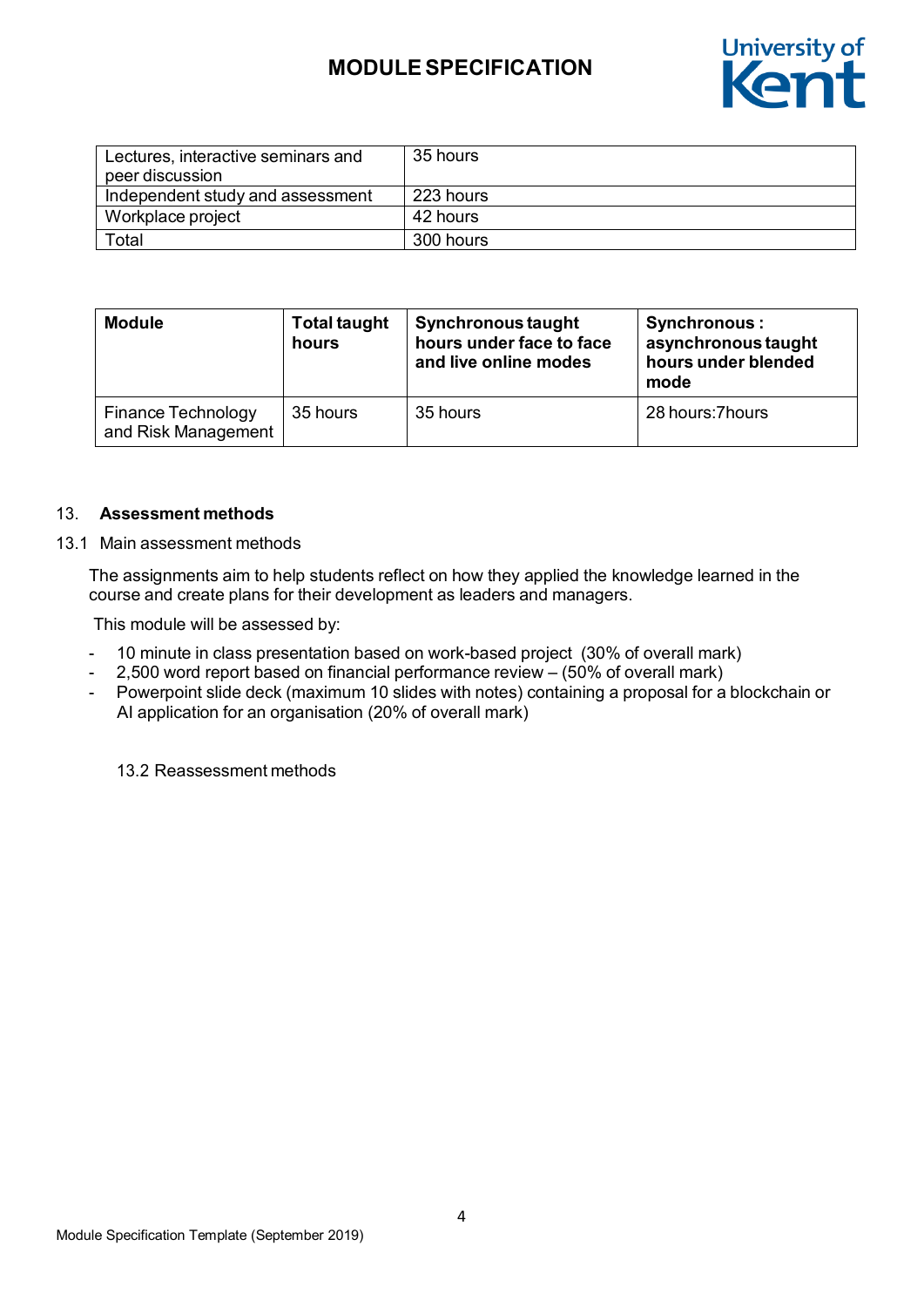| Lectures, interactive seminars and peer discussion | 35 hours |
|---|---|
| Independent study and assessment | 223 hours |
| Workplace project | 42 hours |
| Total | 300 hours |

| Module | Total taught hours | Synchronous taught hours under face to face and live online modes | Synchronous : asynchronous taught hours under blended mode |
|---|---|---|---|
| Finance Technology and Risk Management | 35 hours | 35 hours | 28 hours:7hours |

## 13. Assessment methods

### 13.1 Main assessment methods

The assignments aim to help students reflect on how they applied the knowledge learned in the course and create plans for their development as leaders and managers.

This module will be assessed by:

- 10 minute in class presentation based on work-based project (30% of overall mark)
- 2,500 word report based on financial performance review – (50% of overall mark)
- Powerpoint slide deck (maximum 10 slides with notes) containing a proposal for a blockchain or AI application for an organisation (20% of overall mark)

### 13.2 Reassessment methods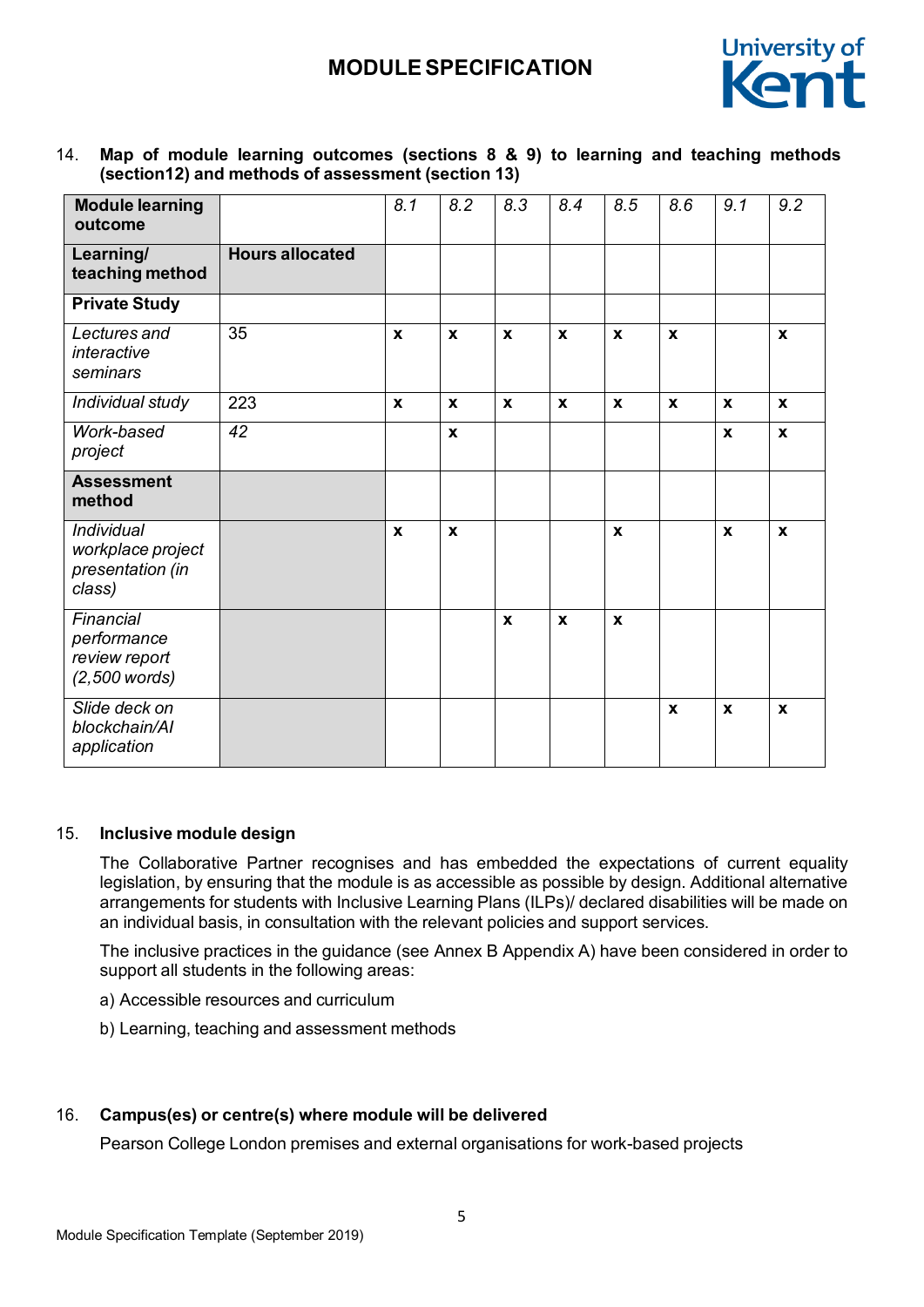14. **Map of module learning outcomes (sections 8 & 9) to learning and teaching methods (section12) and methods of assessment (section 13)**

| **Module learning outcome** | | *8.1* | *8.2* | *8.3* | *8.4* | *8.5* | *8.6* | *9.1* | *9.2* |
|---|---|---|---|---|---|---|---|---|---|
| **Learning/ teaching method** | **Hours allocated** | | | | | | | | |
| **Private Study** | | | | | | | | | |
| *Lectures and interactive seminars* | 35 | **x** | **x** | **x** | **x** | **x** | **x** | | **x** |
| *Individual study* | 223 | **x** | **x** | **x** | **x** | **x** | **x** | **x** | **x** |
| *Work-based project* | *42* | | **x** | | | | | **x** | **x** |
| **Assessment method** | | | | | | | | | |
| *Individual workplace project presentation (in class)* | | **x** | **x** | | | **x** | | **x** | **x** |
| *Financial performance review report (2,500 words)* | | | | **x** | **x** | **x** | | | |
| *Slide deck on blockchain/AI application* | | | | | | | **x** | **x** | **x** |

15. **Inclusive module design**

The Collaborative Partner recognises and has embedded the expectations of current equality legislation, by ensuring that the module is as accessible as possible by design. Additional alternative arrangements for students with Inclusive Learning Plans (ILPs)/ declared disabilities will be made on an individual basis, in consultation with the relevant policies and support services.

The inclusive practices in the guidance (see Annex B Appendix A) have been considered in order to support all students in the following areas:

a) Accessible resources and curriculum

b) Learning, teaching and assessment methods

16. **Campus(es) or centre(s) where module will be delivered**

Pearson College London premises and external organisations for work-based projects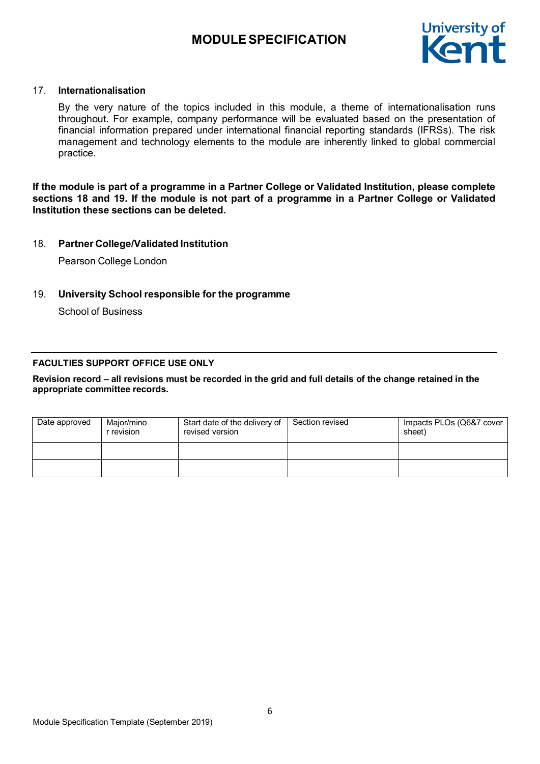17. **Internationalisation**

By the very nature of the topics included in this module, a theme of internationalisation runs throughout. For example, company performance will be evaluated based on the presentation of financial information prepared under international financial reporting standards (IFRSs). The risk management and technology elements to the module are inherently linked to global commercial practice.

**If the module is part of a programme in a Partner College or Validated Institution, please complete sections 18 and 19. If the module is not part of a programme in a Partner College or Validated Institution these sections can be deleted.**

18. **Partner College/Validated Institution**

Pearson College London

19. **University School responsible for the programme**

School of Business

---

**FACULTIES SUPPORT OFFICE USE ONLY**

**Revision record – all revisions must be recorded in the grid and full details of the change retained in the appropriate committee records.**

| Date approved | Major/minor revision | Start date of the delivery of revised version | Section revised | Impacts PLOs (Q6&7 cover sheet) |
|---|---|---|---|---|
| | | | | |
| | | | | |